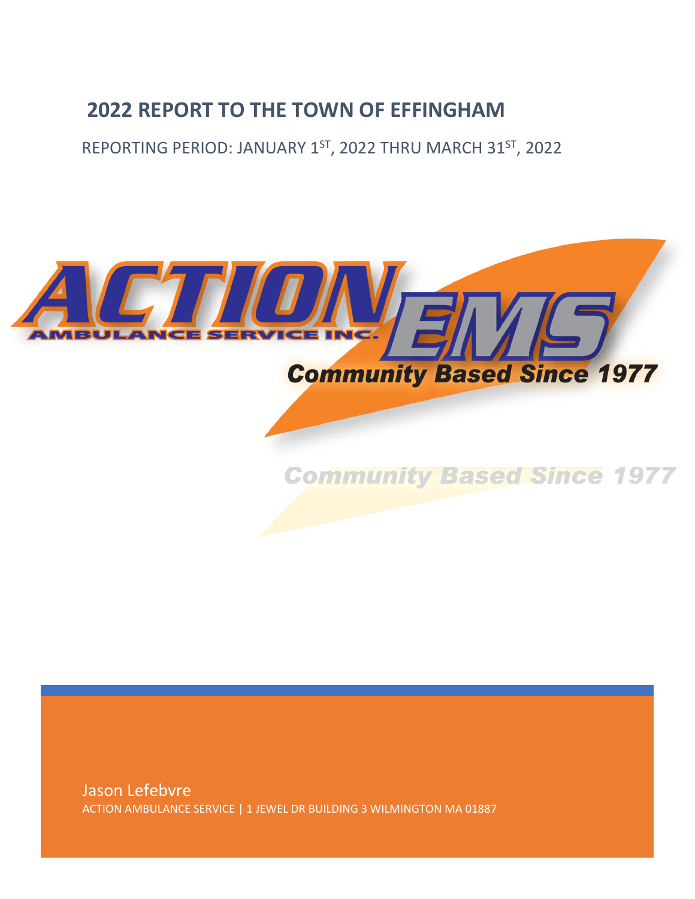# 2022 REPORT TO THE TOWN OF EFFINGHAM

REPORTING PERIOD: JANUARY 1ST, 2022 THRU MARCH 31ST, 2022

ACTION AMBULANCE SERVICE INC. EMS

Community Based Since 1977

Jason Lefebvre

ACTION AMBULANCE SERVICE | 1 JEWEL DR BUILDING 3 WILMINGTON MA 01887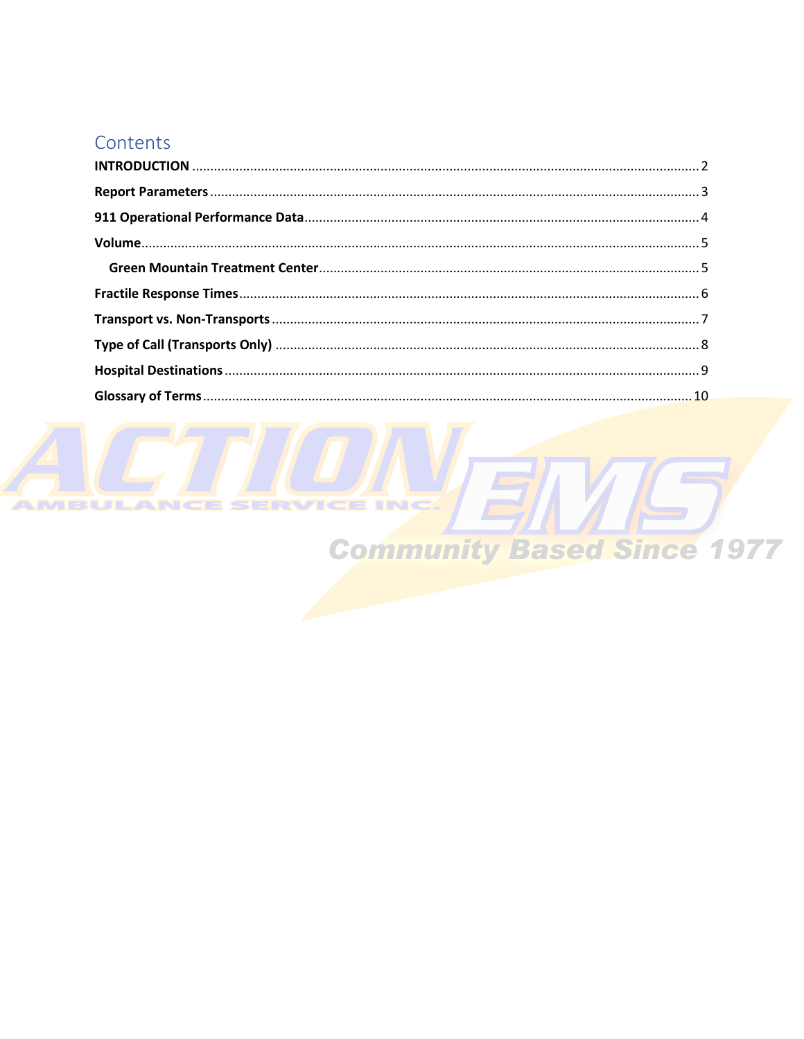# Contents

**INTRODUCTION** .......... 2

**Report Parameters** .......... 3

**911 Operational Performance Data** .......... 4

**Volume** .......... 5

- **Green Mountain Treatment Center** .......... 5

**Fractile Response Times** .......... 6

**Transport vs. Non-Transports** .......... 7

**Type of Call (Transports Only)** .......... 8

**Hospital Destinations** .......... 9

**Glossary of Terms** .......... 10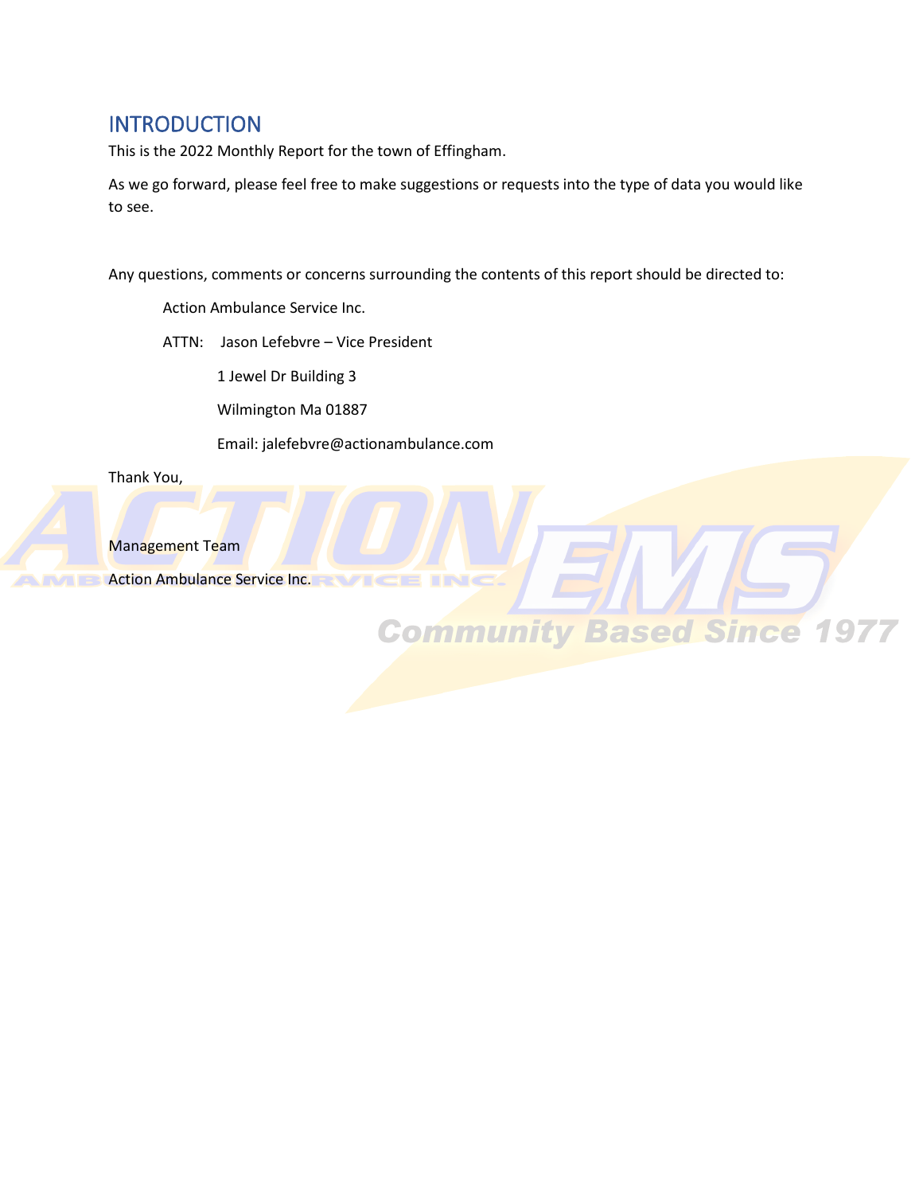# INTRODUCTION

This is the 2022 Monthly Report for the town of Effingham.

As we go forward, please feel free to make suggestions or requests into the type of data you would like to see.

Any questions, comments or concerns surrounding the contents of this report should be directed to:

Action Ambulance Service Inc.

ATTN: Jason Lefebvre – Vice President

1 Jewel Dr Building 3

Wilmington Ma 01887

Email: jalefebvre@actionambulance.com

Thank You,

Management Team

Action Ambulance Service Inc.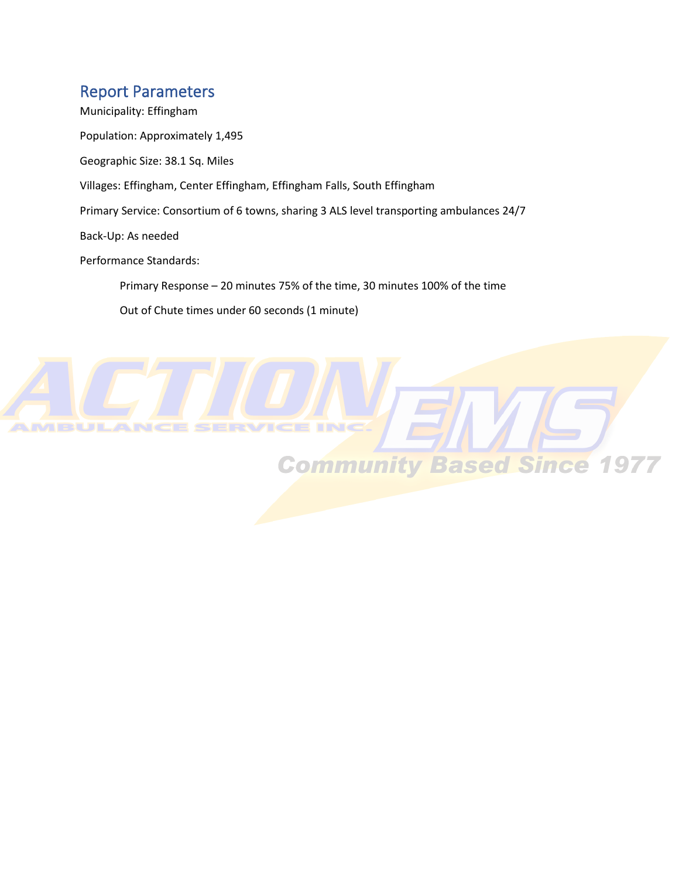## Report Parameters

Municipality: Effingham

Population: Approximately 1,495

Geographic Size: 38.1 Sq. Miles

Villages: Effingham, Center Effingham, Effingham Falls, South Effingham

Primary Service: Consortium of 6 towns, sharing 3 ALS level transporting ambulances 24/7

Back-Up: As needed

Performance Standards:

- Primary Response – 20 minutes 75% of the time, 30 minutes 100% of the time
- Out of Chute times under 60 seconds (1 minute)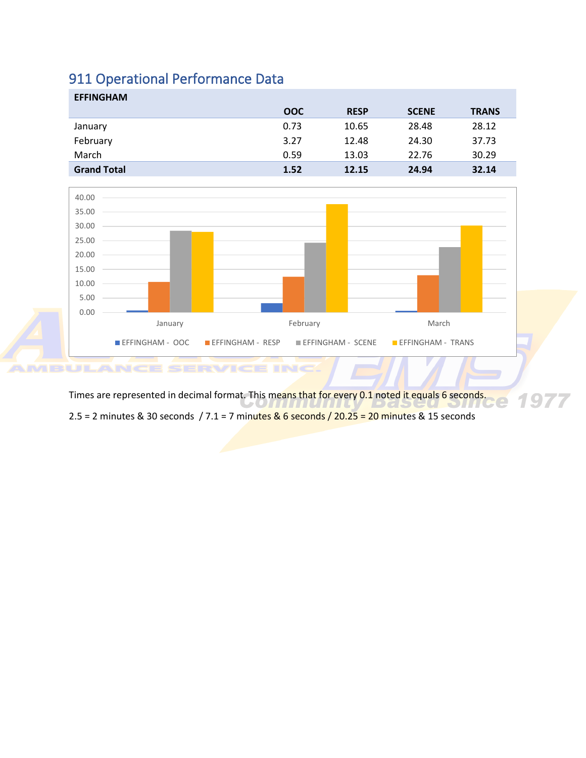## 911 Operational Performance Data

| EFFINGHAM | OOC | RESP | SCENE | TRANS |
|---|---|---|---|---|
| January | 0.73 | 10.65 | 28.48 | 28.12 |
| February | 3.27 | 12.48 | 24.30 | 37.73 |
| March | 0.59 | 13.03 | 22.76 | 30.29 |
| **Grand Total** | **1.52** | **12.15** | **24.94** | **32.14** |

Times are represented in decimal format. This means that for every 0.1 noted it equals 6 seconds.

2.5 = 2 minutes & 30 seconds / 7.1 = 7 minutes & 6 seconds / 20.25 = 20 minutes & 15 seconds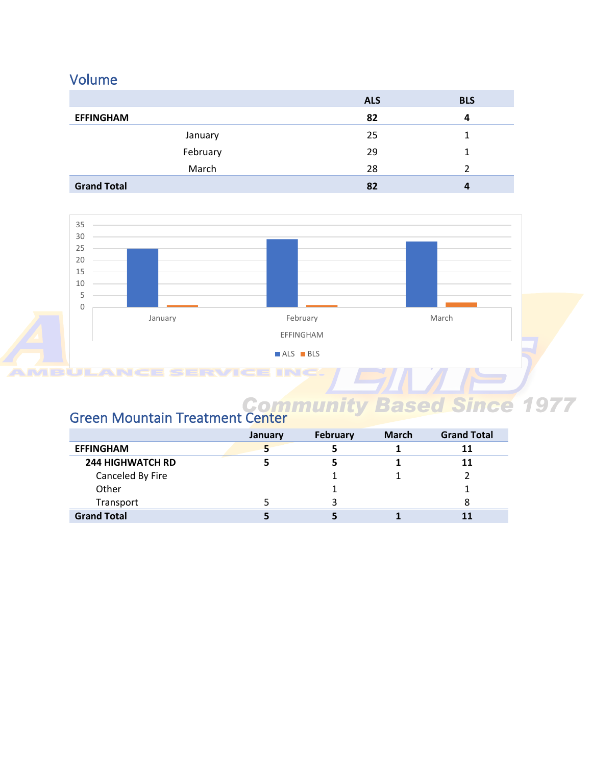## Volume

| | ALS | BLS |
|---|---|---|
| **EFFINGHAM** | **82** | **4** |
| January | 25 | 1 |
| February | 29 | 1 |
| March | 28 | 2 |
| **Grand Total** | **82** | **4** |

## Green Mountain Treatment Center

| | January | February | March | Grand Total |
|---|---|---|---|---|
| **EFFINGHAM** | **5** | **5** | **1** | **11** |
| **244 HIGHWATCH RD** | **5** | **5** | **1** | **11** |
| Canceled By Fire | | 1 | 1 | 2 |
| Other | | 1 | | 1 |
| Transport | 5 | 3 | | 8 |
| **Grand Total** | **5** | **5** | **1** | **11** |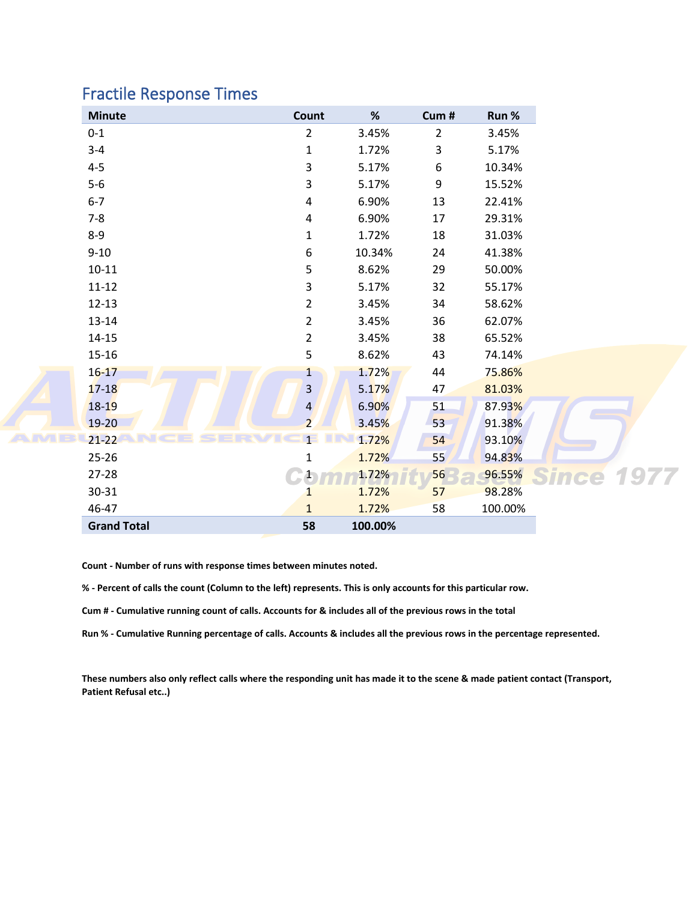## Fractile Response Times

| Minute | Count | % | Cum # | Run % |
|---|---|---|---|---|
| 0-1 | 2 | 3.45% | 2 | 3.45% |
| 3-4 | 1 | 1.72% | 3 | 5.17% |
| 4-5 | 3 | 5.17% | 6 | 10.34% |
| 5-6 | 3 | 5.17% | 9 | 15.52% |
| 6-7 | 4 | 6.90% | 13 | 22.41% |
| 7-8 | 4 | 6.90% | 17 | 29.31% |
| 8-9 | 1 | 1.72% | 18 | 31.03% |
| 9-10 | 6 | 10.34% | 24 | 41.38% |
| 10-11 | 5 | 8.62% | 29 | 50.00% |
| 11-12 | 3 | 5.17% | 32 | 55.17% |
| 12-13 | 2 | 3.45% | 34 | 58.62% |
| 13-14 | 2 | 3.45% | 36 | 62.07% |
| 14-15 | 2 | 3.45% | 38 | 65.52% |
| 15-16 | 5 | 8.62% | 43 | 74.14% |
| 16-17 | 1 | 1.72% | 44 | 75.86% |
| 17-18 | 3 | 5.17% | 47 | 81.03% |
| 18-19 | 4 | 6.90% | 51 | 87.93% |
| 19-20 | 2 | 3.45% | 53 | 91.38% |
| 21-22 | 1 | 1.72% | 54 | 93.10% |
| 25-26 | 1 | 1.72% | 55 | 94.83% |
| 27-28 | 1 | 1.72% | 56 | 96.55% |
| 30-31 | 1 | 1.72% | 57 | 98.28% |
| 46-47 | 1 | 1.72% | 58 | 100.00% |
| **Grand Total** | **58** | **100.00%** | | |

**Count - Number of runs with response times between minutes noted.**

**% - Percent of calls the count (Column to the left) represents. This is only accounts for this particular row.**

**Cum # - Cumulative running count of calls. Accounts for & includes all of the previous rows in the total**

**Run % - Cumulative Running percentage of calls. Accounts & includes all the previous rows in the percentage represented.**

**These numbers also only reflect calls where the responding unit has made it to the scene & made patient contact (Transport, Patient Refusal etc..)**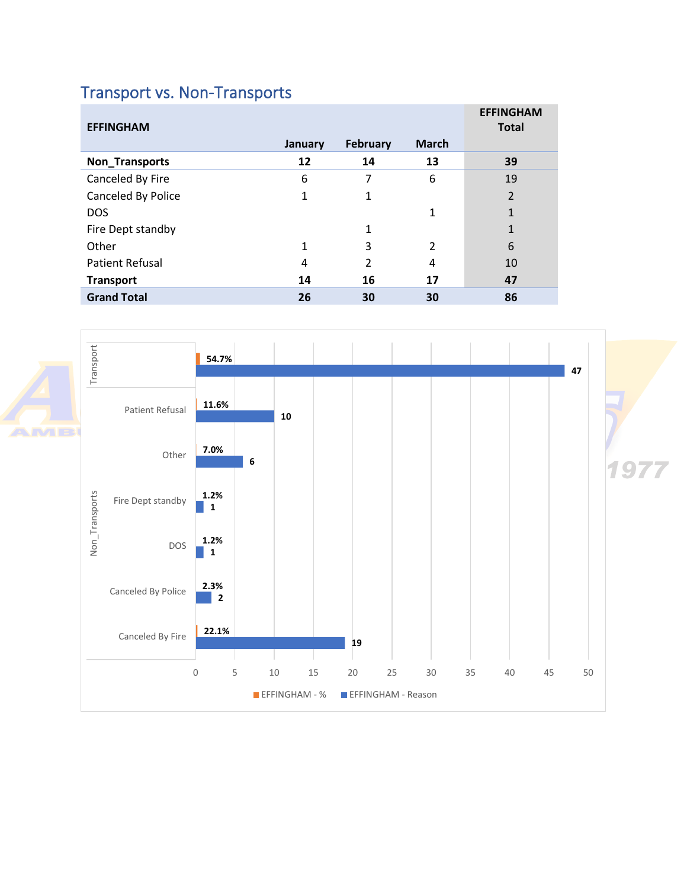## Transport vs. Non-Transports

| EFFINGHAM | January | February | March | EFFINGHAM Total |
|---|---|---|---|---|
| **Non_Transports** | **12** | **14** | **13** | **39** |
| Canceled By Fire | 6 | 7 | 6 | 19 |
| Canceled By Police | 1 | 1 | | 2 |
| DOS | | | 1 | 1 |
| Fire Dept standby | | 1 | | 1 |
| Other | 1 | 3 | 2 | 6 |
| Patient Refusal | 4 | 2 | 4 | 10 |
| **Transport** | **14** | **16** | **17** | **47** |
| **Grand Total** | **26** | **30** | **30** | **86** |

| Category | Reason | EFFINGHAM - % | EFFINGHAM - Reason |
|---|---|---|---|
| Transport | | 54.7% | 47 |
| Non_Transports | Patient Refusal | 11.6% | 10 |
| Non_Transports | Other | 7.0% | 6 |
| Non_Transports | Fire Dept standby | 1.2% | 1 |
| Non_Transports | DOS | 1.2% | 1 |
| Non_Transports | Canceled By Police | 2.3% | 2 |
| Non_Transports | Canceled By Fire | 22.1% | 19 |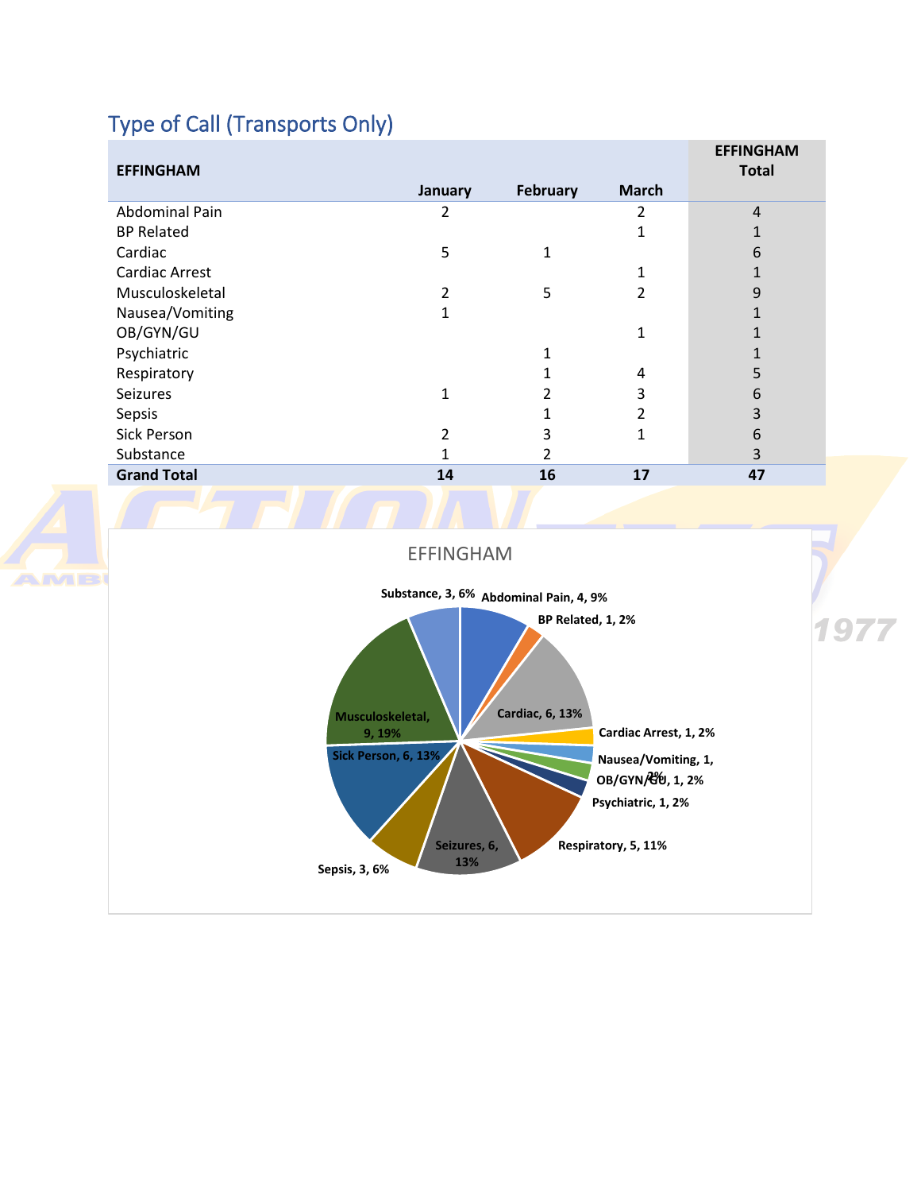## Type of Call (Transports Only)

| EFFINGHAM | January | February | March | EFFINGHAM Total |
|---|---|---|---|---|
| Abdominal Pain | 2 | | 2 | 4 |
| BP Related | | | 1 | 1 |
| Cardiac | 5 | 1 | | 6 |
| Cardiac Arrest | | | 1 | 1 |
| Musculoskeletal | 2 | 5 | 2 | 9 |
| Nausea/Vomiting | 1 | | | 1 |
| OB/GYN/GU | | | 1 | 1 |
| Psychiatric | | 1 | | 1 |
| Respiratory | | 1 | 4 | 5 |
| Seizures | 1 | 2 | 3 | 6 |
| Sepsis | | 1 | 2 | 3 |
| Sick Person | 2 | 3 | 1 | 6 |
| Substance | 1 | 2 | | 3 |
| **Grand Total** | **14** | **16** | **17** | **47** |

EFFINGHAM

Substance, 3, 6%
Abdominal Pain, 4, 9%
BP Related, 1, 2%
Cardiac, 6, 13%
Cardiac Arrest, 1, 2%
Nausea/Vomiting, 1, 2%
OB/GYN/GU, 1, 2%
Psychiatric, 1, 2%
Respiratory, 5, 11%
Seizures, 6, 13%
Sepsis, 3, 6%
Sick Person, 6, 13%
Musculoskeletal, 9, 19%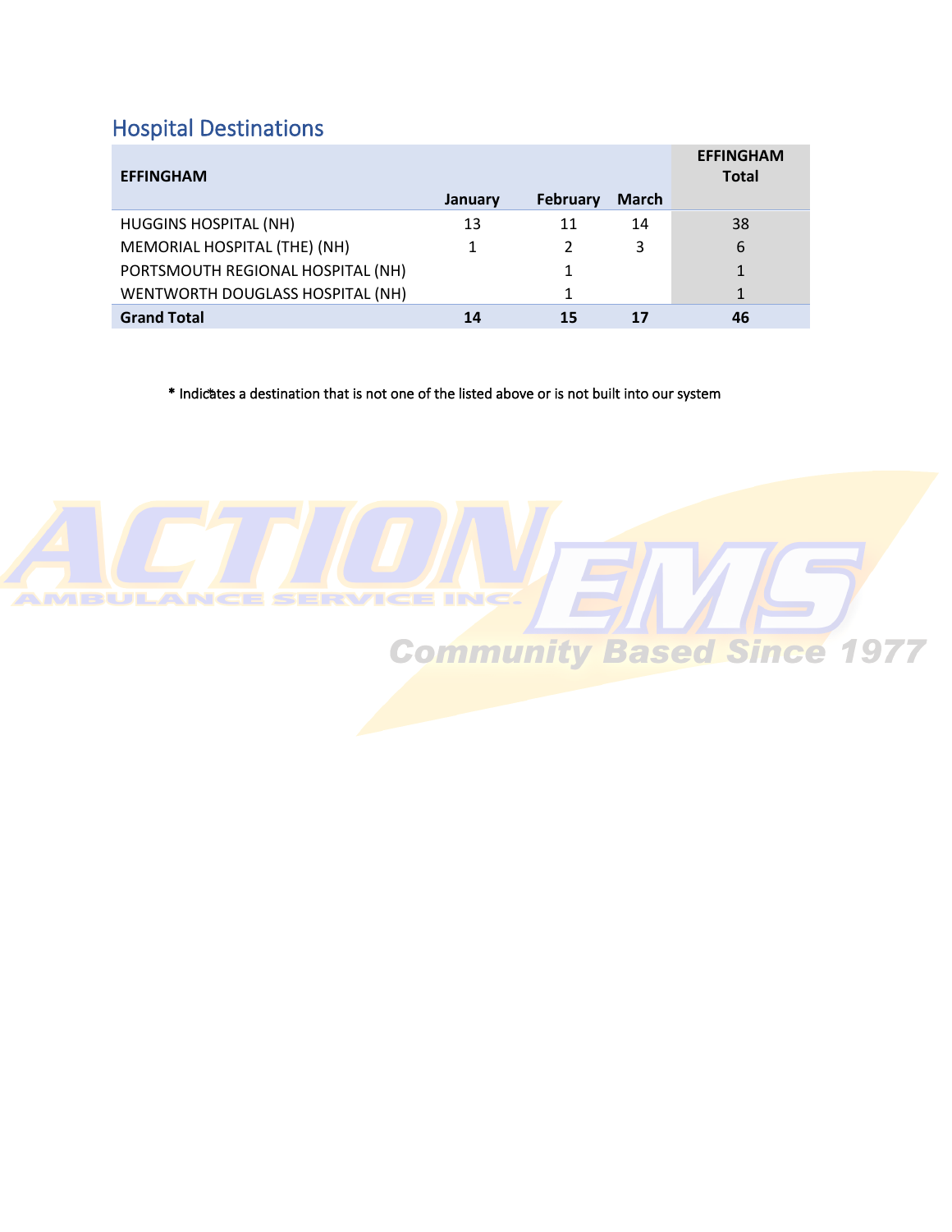## Hospital Destinations

| EFFINGHAM | January | February | March | EFFINGHAM Total |
|---|---|---|---|---|
| HUGGINS HOSPITAL (NH) | 13 | 11 | 14 | 38 |
| MEMORIAL HOSPITAL (THE) (NH) | 1 | 2 | 3 | 6 |
| PORTSMOUTH REGIONAL HOSPITAL (NH) | | 1 | | 1 |
| WENTWORTH DOUGLASS HOSPITAL (NH) | | 1 | | 1 |
| **Grand Total** | **14** | **15** | **17** | **46** |

* Indicates a destination that is not one of the listed above or is not built into our system

ACTION AMBULANCE SERVICE INC. EMS Community Based Since 1977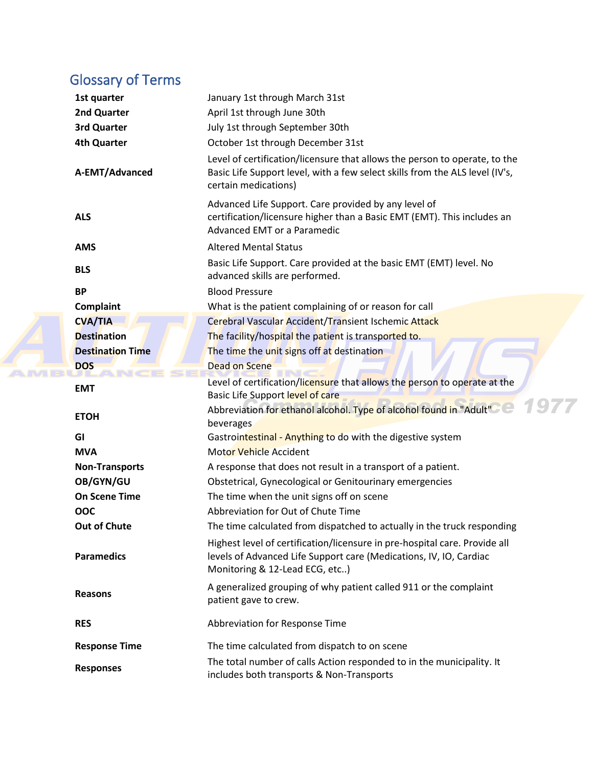## Glossary of Terms

| Term | Definition |
|---|---|
| **1st quarter** | January 1st through March 31st |
| **2nd Quarter** | April 1st through June 30th |
| **3rd Quarter** | July 1st through September 30th |
| **4th Quarter** | October 1st through December 31st |
| **A-EMT/Advanced** | Level of certification/licensure that allows the person to operate, to the Basic Life Support level, with a few select skills from the ALS level (IV's, certain medications) |
| **ALS** | Advanced Life Support. Care provided by any level of certification/licensure higher than a Basic EMT (EMT). This includes an Advanced EMT or a Paramedic |
| **AMS** | Altered Mental Status |
| **BLS** | Basic Life Support. Care provided at the basic EMT (EMT) level. No advanced skills are performed. |
| **BP** | Blood Pressure |
| **Complaint** | What is the patient complaining of or reason for call |
| **CVA/TIA** | Cerebral Vascular Accident/Transient Ischemic Attack |
| **Destination** | The facility/hospital the patient is transported to. |
| **Destination Time** | The time the unit signs off at destination |
| **DOS** | Dead on Scene |
| **EMT** | Level of certification/licensure that allows the person to operate at the Basic Life Support level of care |
| **ETOH** | Abbreviation for ethanol alcohol. Type of alcohol found in "Adult" beverages |
| **GI** | Gastrointestinal - Anything to do with the digestive system |
| **MVA** | Motor Vehicle Accident |
| **Non-Transports** | A response that does not result in a transport of a patient. |
| **OB/GYN/GU** | Obstetrical, Gynecological or Genitourinary emergencies |
| **On Scene Time** | The time when the unit signs off on scene |
| **OOC** | Abbreviation for Out of Chute Time |
| **Out of Chute** | The time calculated from dispatched to actually in the truck responding |
| **Paramedics** | Highest level of certification/licensure in pre-hospital care. Provide all levels of Advanced Life Support care (Medications, IV, IO, Cardiac Monitoring & 12-Lead ECG, etc..) |
| **Reasons** | A generalized grouping of why patient called 911 or the complaint patient gave to crew. |
| **RES** | Abbreviation for Response Time |
| **Response Time** | The time calculated from dispatch to on scene |
| **Responses** | The total number of calls Action responded to in the municipality. It includes both transports & Non-Transports |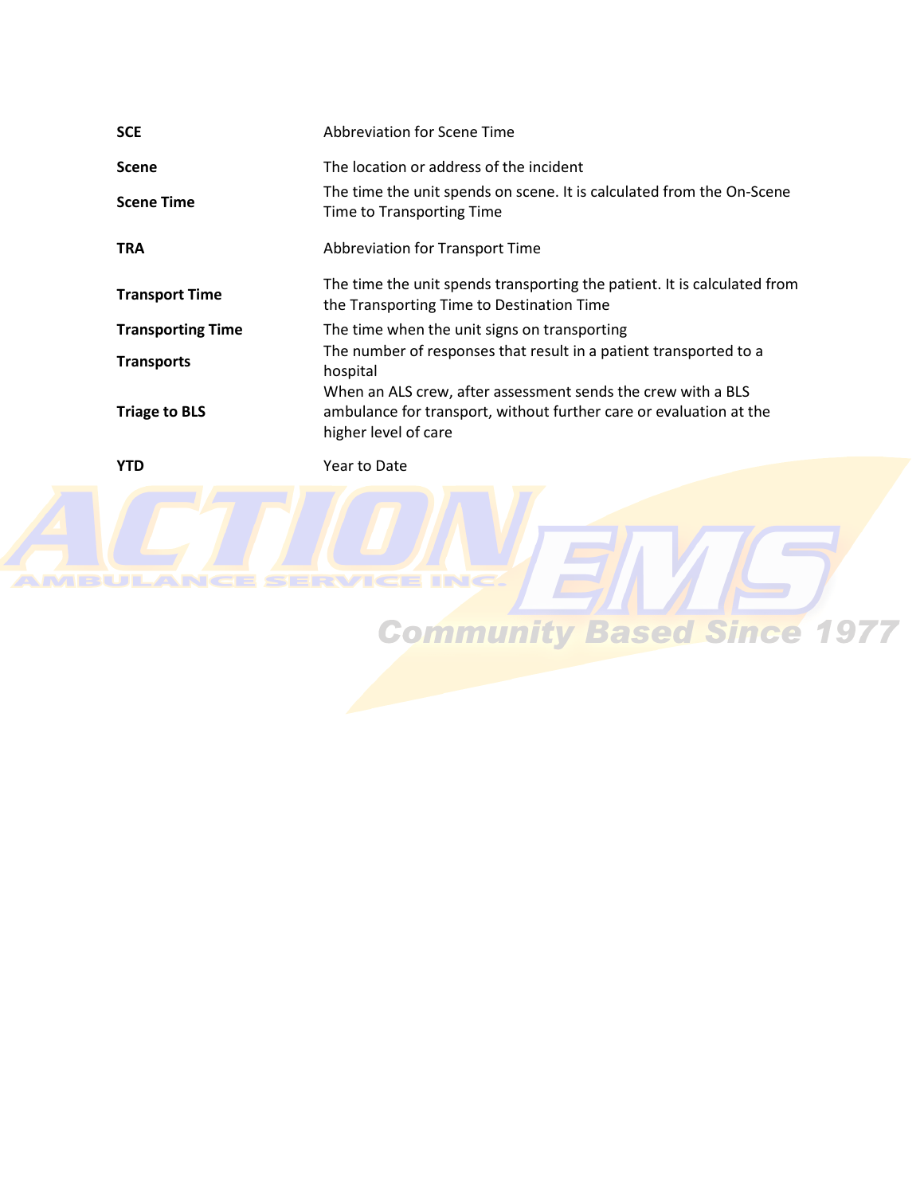| | |
|---|---|
| **SCE** | Abbreviation for Scene Time |
| **Scene** | The location or address of the incident |
| **Scene Time** | The time the unit spends on scene. It is calculated from the On-Scene Time to Transporting Time |
| **TRA** | Abbreviation for Transport Time |
| **Transport Time** | The time the unit spends transporting the patient. It is calculated from the Transporting Time to Destination Time |
| **Transporting Time** | The time when the unit signs on transporting |
| **Transports** | The number of responses that result in a patient transported to a hospital |
| **Triage to BLS** | When an ALS crew, after assessment sends the crew with a BLS ambulance for transport, without further care or evaluation at the higher level of care |
| **YTD** | Year to Date |